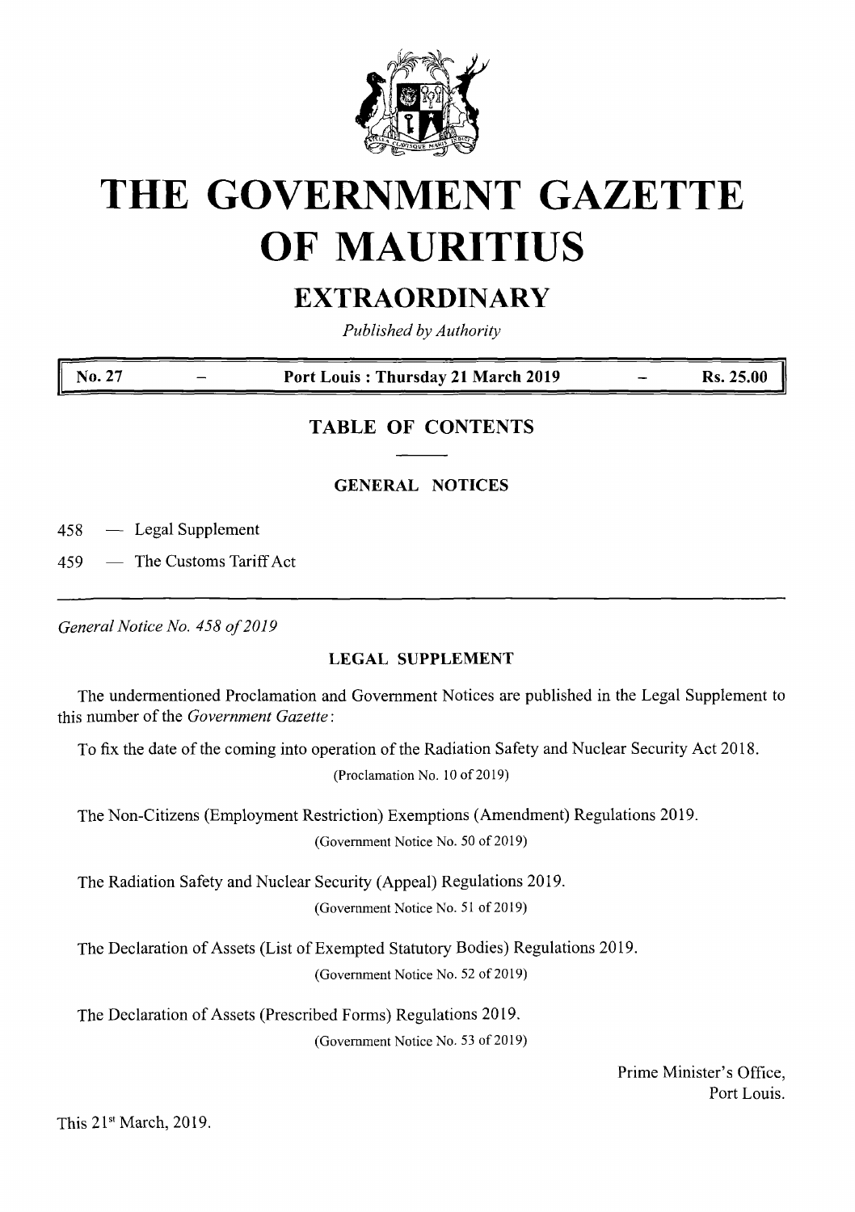# THE GOVERNMENT GAZETTE OF MAURITIUS

## EXTRAORDINARY

*Published by Authority*

| No. 27 | — | Port Louis : Thursday 21 March 2019 | — | Rs. 25.00 |
|---|---|---|---|---|

## TABLE OF CONTENTS

### GENERAL NOTICES

458 — Legal Supplement

459 — The Customs Tariff Act

---

*General Notice No. 458 of 2019*

### LEGAL SUPPLEMENT

The undermentioned Proclamation and Government Notices are published in the Legal Supplement to this number of the *Government Gazette*:

To fix the date of the coming into operation of the Radiation Safety and Nuclear Security Act 2018.

(Proclamation No. 10 of 2019)

The Non-Citizens (Employment Restriction) Exemptions (Amendment) Regulations 2019.

(Government Notice No. 50 of 2019)

The Radiation Safety and Nuclear Security (Appeal) Regulations 2019.

(Government Notice No. 51 of 2019)

The Declaration of Assets (List of Exempted Statutory Bodies) Regulations 2019.

(Government Notice No. 52 of 2019)

The Declaration of Assets (Prescribed Forms) Regulations 2019.

(Government Notice No. 53 of 2019)

Prime Minister's Office,
Port Louis.

This 21st March, 2019.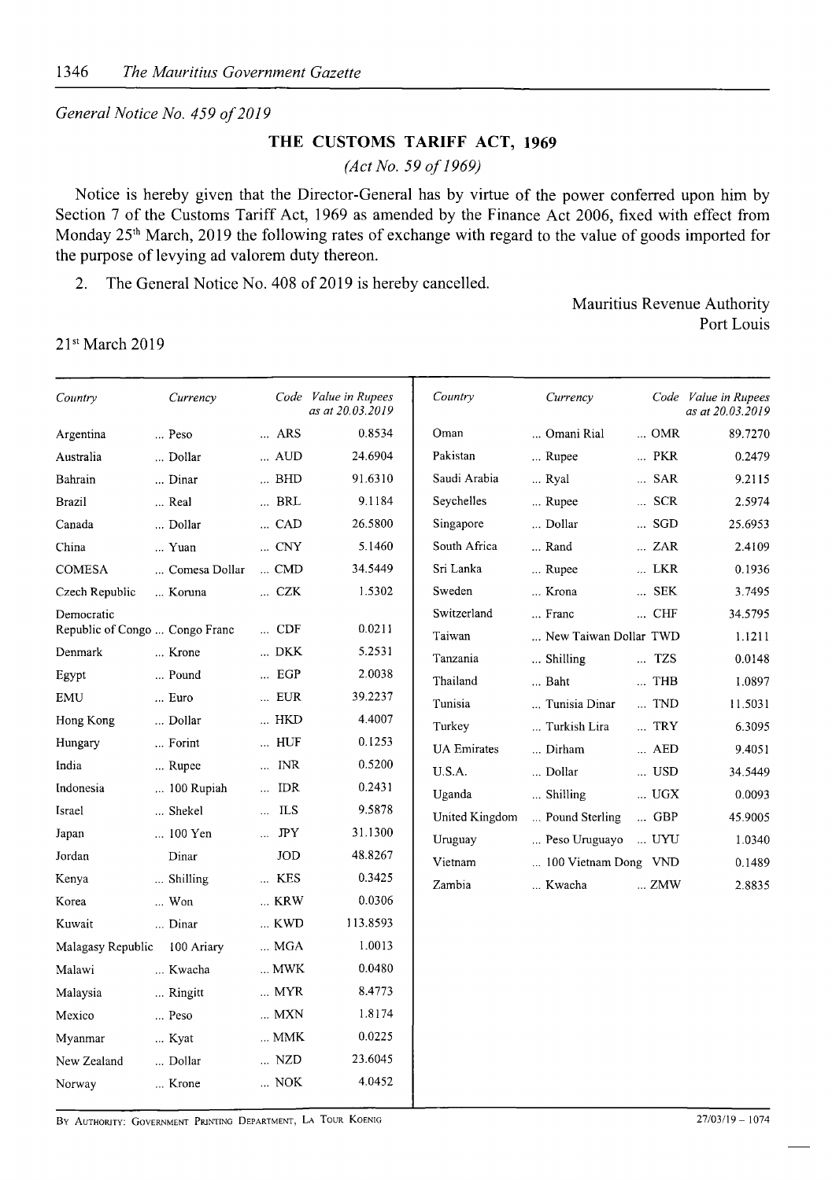*General Notice No. 459 of 2019*

## THE CUSTOMS TARIFF ACT, 1969

*(Act No. 59 of 1969)*

Notice is hereby given that the Director-General has by virtue of the power conferred upon him by Section 7 of the Customs Tariff Act, 1969 as amended by the Finance Act 2006, fixed with effect from Monday 25th March, 2019 the following rates of exchange with regard to the value of goods imported for the purpose of levying ad valorem duty thereon.

2. The General Notice No. 408 of 2019 is hereby cancelled.

Mauritius Revenue Authority
Port Louis

21st March 2019

| *Country* | *Currency* | *Code* | *Value in Rupees as at 20.03.2019* |
|---|---|---|---|
| Argentina | ... Peso | ... ARS | 0.8534 |
| Australia | ... Dollar | ... AUD | 24.6904 |
| Bahrain | ... Dinar | ... BHD | 91.6310 |
| Brazil | ... Real | ... BRL | 9.1184 |
| Canada | ... Dollar | ... CAD | 26.5800 |
| China | ... Yuan | ... CNY | 5.1460 |
| COMESA | ... Comesa Dollar | ... CMD | 34.5449 |
| Czech Republic | ... Koruna | ... CZK | 1.5302 |
| Democratic Republic of Congo | ... Congo Franc | ... CDF | 0.0211 |
| Denmark | ... Krone | ... DKK | 5.2531 |
| Egypt | ... Pound | ... EGP | 2.0038 |
| EMU | ... Euro | ... EUR | 39.2237 |
| Hong Kong | ... Dollar | ... HKD | 4.4007 |
| Hungary | ... Forint | ... HUF | 0.1253 |
| India | ... Rupee | ... INR | 0.5200 |
| Indonesia | ... 100 Rupiah | ... IDR | 0.2431 |
| Israel | ... Shekel | ... ILS | 9.5878 |
| Japan | ... 100 Yen | ... JPY | 31.1300 |
| Jordan | Dinar | JOD | 48.8267 |
| Kenya | ... Shilling | ... KES | 0.3425 |
| Korea | ... Won | ... KRW | 0.0306 |
| Kuwait | ... Dinar | ... KWD | 113.8593 |
| Malagasy Republic | 100 Ariary | ... MGA | 1.0013 |
| Malawi | ... Kwacha | ... MWK | 0.0480 |
| Malaysia | ... Ringitt | ... MYR | 8.4773 |
| Mexico | ... Peso | ... MXN | 1.8174 |
| Myanmar | ... Kyat | ... MMK | 0.0225 |
| New Zealand | ... Dollar | ... NZD | 23.6045 |
| Norway | ... Krone | ... NOK | 4.0452 |
| Oman | ... Omani Rial | ... OMR | 89.7270 |
| Pakistan | ... Rupee | ... PKR | 0.2479 |
| Saudi Arabia | ... Ryal | ... SAR | 9.2115 |
| Seychelles | ... Rupee | ... SCR | 2.5974 |
| Singapore | ... Dollar | ... SGD | 25.6953 |
| South Africa | ... Rand | ... ZAR | 2.4109 |
| Sri Lanka | ... Rupee | ... LKR | 0.1936 |
| Sweden | ... Krona | ... SEK | 3.7495 |
| Switzerland | ... Franc | ... CHF | 34.5795 |
| Taiwan | ... New Taiwan Dollar | TWD | 1.1211 |
| Tanzania | ... Shilling | ... TZS | 0.0148 |
| Thailand | ... Baht | ... THB | 1.0897 |
| Tunisia | ... Tunisia Dinar | ... TND | 11.5031 |
| Turkey | ... Turkish Lira | ... TRY | 6.3095 |
| UA Emirates | ... Dirham | ... AED | 9.4051 |
| U.S.A. | ... Dollar | ... USD | 34.5449 |
| Uganda | ... Shilling | ... UGX | 0.0093 |
| United Kingdom | ... Pound Sterling | ... GBP | 45.9005 |
| Uruguay | ... Peso Uruguayo | ... UYU | 1.0340 |
| Vietnam | ... 100 Vietnam Dong | VND | 0.1489 |
| Zambia | ... Kwacha | ... ZMW | 2.8835 |